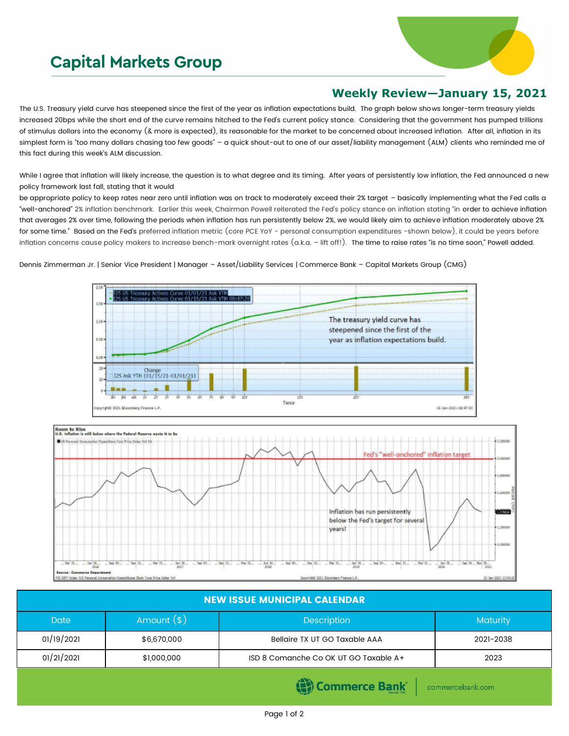# Capital Markets Group

## Weekly Review—January 15, 2021

The U.S. Treasury yield curve has steepened since the first of the year as inflation expectations build. The graph below shows longer-term treasury yields increased 20bps while the short end of the curve remains hitched to the Fed's current policy stance. Considering that the government has pumped trillions of stimulus dollars into the economy (& more is expected), its reasonable for the market to be concerned about increased inflation. After all, inflation in its simplest form is "too many dollars chasing too few goods" – a quick shout-out to one of our asset/liability management (ALM) clients who reminded me of this fact during this week's ALM discussion.

While I agree that inflation will likely increase, the question is to what degree and its timing. After years of persistently low inflation, the Fed announced a new policy framework last fall, stating that it would
be appropriate policy to keep rates near zero until inflation was on track to moderately exceed their 2% target – basically implementing what the Fed calls a "well-anchored" 2% inflation benchmark. Earlier this week, Chairman Powell reiterated the Fed's policy stance on inflation stating "in order to achieve inflation that averages 2% over time, following the periods when inflation has run persistently below 2%, we would likely aim to achieve inflation moderately above 2% for some time." Based on the Fed's preferred inflation metric (core PCE YoY - personal consumption expenditures -shown below), it could be years before inflation concerns cause policy makers to increase bench-mark overnight rates (a.k.a. – lift off!). The time to raise rates "is no time soon," Powell added.

Dennis Zimmerman Jr. | Senior Vice President | Manager – Asset/Liability Services | Commerce Bank – Capital Markets Group (CMG)

| NEW ISSUE MUNICIPAL CALENDAR | | | |
|---|---|---|---|
| Date | Amount ($) | Description | Maturity |
| 01/19/2021 | $6,670,000 | Bellaire TX UT GO Taxable AAA | 2021-2038 |
| 01/21/2021 | $1,000,000 | ISD 8 Comanche Co OK UT GO Taxable A+ | 2023 |

Commerce Bank | commercebank.com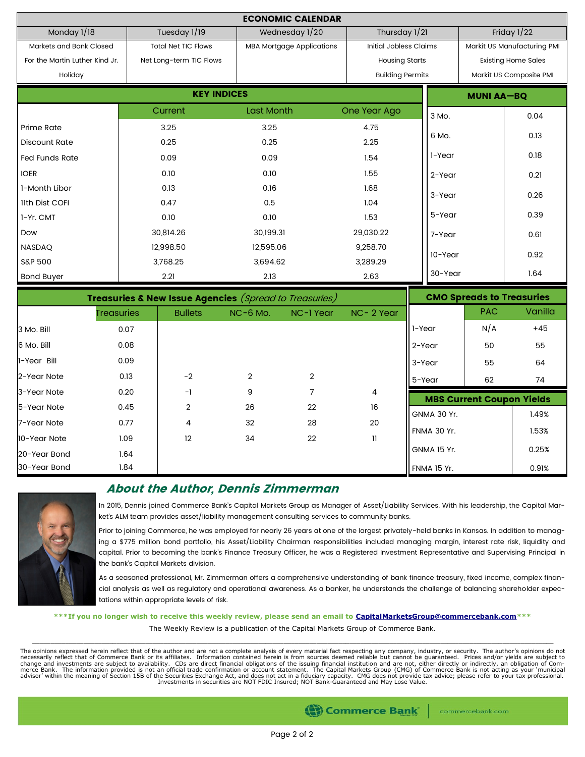## ECONOMIC CALENDAR

| Monday 1/18 | Tuesday 1/19 | Wednesday 1/20 | Thursday 1/21 | Friday 1/22 |
|---|---|---|---|---|
| Markets and Bank Closed | Total Net TIC Flows | MBA Mortgage Applications | Initial Jobless Claims | Markit US Manufacturing PMI |
| For the Martin Luther Kind Jr. | Net Long-term TIC Flows | | Housing Starts | Existing Home Sales |
| Holiday | | | Building Permits | Markit US Composite PMI |

## KEY INDICES

| | Current | Last Month | One Year Ago |
|---|---|---|---|
| Prime Rate | 3.25 | 3.25 | 4.75 |
| Discount Rate | 0.25 | 0.25 | 2.25 |
| Fed Funds Rate | 0.09 | 0.09 | 1.54 |
| IOER | 0.10 | 0.10 | 1.55 |
| 1-Month Libor | 0.13 | 0.16 | 1.68 |
| 11th Dist COFI | 0.47 | 0.5 | 1.04 |
| 1-Yr. CMT | 0.10 | 0.10 | 1.53 |
| Dow | 30,814.26 | 30,199.31 | 29,030.22 |
| NASDAQ | 12,998.50 | 12,595.06 | 9,258.70 |
| S&P 500 | 3,768.25 | 3,694.62 | 3,289.29 |
| Bond Buyer | 2.21 | 2.13 | 2.63 |

## MUNI AA—BQ

| | |
|---|---|
| 3 Mo. | 0.04 |
| 6 Mo. | 0.13 |
| 1-Year | 0.18 |
| 2-Year | 0.21 |
| 3-Year | 0.26 |
| 5-Year | 0.39 |
| 7-Year | 0.61 |
| 10-Year | 0.92 |
| 30-Year | 1.64 |

## Treasuries & New Issue Agencies *(Spread to Treasuries)*

| | Treasuries | Bullets | NC-6 Mo. | NC-1 Year | NC- 2 Year |
|---|---|---|---|---|---|
| 3 Mo. Bill | 0.07 | | | | |
| 6 Mo. Bill | 0.08 | | | | |
| 1-Year Bill | 0.09 | | | | |
| 2-Year Note | 0.13 | -2 | 2 | 2 | |
| 3-Year Note | 0.20 | -1 | 9 | 7 | 4 |
| 5-Year Note | 0.45 | 2 | 26 | 22 | 16 |
| 7-Year Note | 0.77 | 4 | 32 | 28 | 20 |
| 10-Year Note | 1.09 | 12 | 34 | 22 | 11 |
| 20-Year Bond | 1.64 | | | | |
| 30-Year Bond | 1.84 | | | | |

## CMO Spreads to Treasuries

| | PAC | Vanilla |
|---|---|---|
| 1-Year | N/A | +45 |
| 2-Year | 50 | 55 |
| 3-Year | 55 | 64 |
| 5-Year | 62 | 74 |

## MBS Current Coupon Yields

| | |
|---|---|
| GNMA 30 Yr. | 1.49% |
| FNMA 30 Yr. | 1.53% |
| GNMA 15 Yr. | 0.25% |
| FNMA 15 Yr. | 0.91% |

## *About the Author, Dennis Zimmerman*

In 2015, Dennis joined Commerce Bank's Capital Markets Group as Manager of Asset/Liability Services. With his leadership, the Capital Market's ALM team provides asset/liability management consulting services to community banks.

Prior to joining Commerce, he was employed for nearly 26 years at one of the largest privately-held banks in Kansas. In addition to managing a $775 million bond portfolio, his Asset/Liability Chairman responsibilities included managing margin, interest rate risk, liquidity and capital. Prior to becoming the bank's Finance Treasury Officer, he was a Registered Investment Representative and Supervising Principal in the bank's Capital Markets division.

As a seasoned professional, Mr. Zimmerman offers a comprehensive understanding of bank finance treasury, fixed income, complex financial analysis as well as regulatory and operational awareness. As a banker, he understands the challenge of balancing shareholder expectations within appropriate levels of risk.

**\*\*\*If you no longer wish to receive this weekly review, please send an email to CapitalMarketsGroup@commercebank.com\*\*\***

The Weekly Review is a publication of the Capital Markets Group of Commerce Bank.

The opinions expressed herein reflect that of the author and are not a complete analysis of every material fact respecting any company, industry, or security. The author's opinions do not necessarily reflect that of Commerce Bank or its affiliates. Information contained herein is from sources deemed reliable but cannot be guaranteed. Prices and/or yields are subject to change and investments are subject to availability. CDs are direct financial obligations of the issuing financial institution and are not, either directly or indirectly, an obligation of Commerce Bank. The information provided is not an official trade confirmation or account statement. The Capital Markets Group (CMG) of Commerce Bank is not acting as your 'municipal advisor' within the meaning of Section 15B of the Securities Exchange Act, and does not act in a fiduciary capacity. CMG does not provide tax advice; please refer to your tax professional. Investments in securities are NOT FDIC Insured; NOT Bank-Guaranteed and May Lose Value.

Commerce Bank | commercebank.com